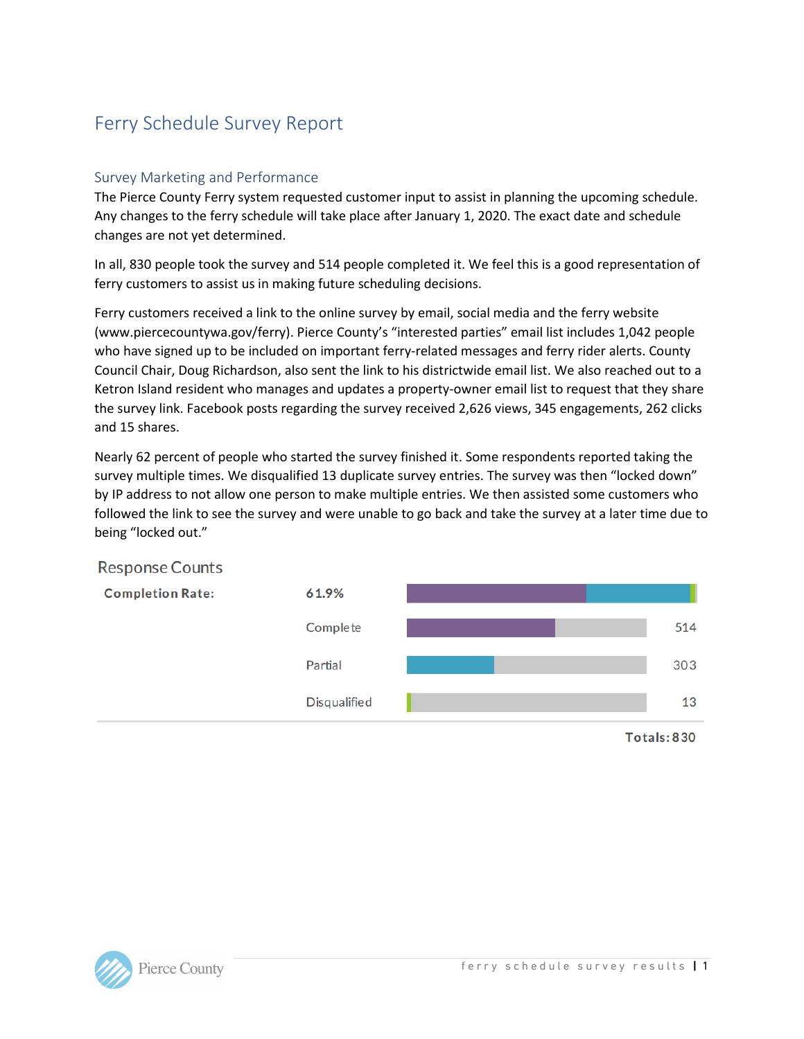# Ferry Schedule Survey Report

## Survey Marketing and Performance

The Pierce County Ferry system requested customer input to assist in planning the upcoming schedule. Any changes to the ferry schedule will take place after January 1, 2020. The exact date and schedule changes are not yet determined.

In all, 830 people took the survey and 514 people completed it. We feel this is a good representation of ferry customers to assist us in making future scheduling decisions.

Ferry customers received a link to the online survey by email, social media and the ferry website (www.piercecountywa.gov/ferry). Pierce County's "interested parties" email list includes 1,042 people who have signed up to be included on important ferry-related messages and ferry rider alerts. County Council Chair, Doug Richardson, also sent the link to his districtwide email list. We also reached out to a Ketron Island resident who manages and updates a property-owner email list to request that they share the survey link. Facebook posts regarding the survey received 2,626 views, 345 engagements, 262 clicks and 15 shares.

Nearly 62 percent of people who started the survey finished it. Some respondents reported taking the survey multiple times. We disqualified 13 duplicate survey entries. The survey was then "locked down" by IP address to not allow one person to make multiple entries. We then assisted some customers who followed the link to see the survey and were unable to go back and take the survey at a later time due to being "locked out."

### Response Counts

**Completion Rate:** 61.9%

| Response | Count |
|---|---|
| Complete | 514 |
| Partial | 303 |
| Disqualified | 13 |
| **Totals:** | **830** |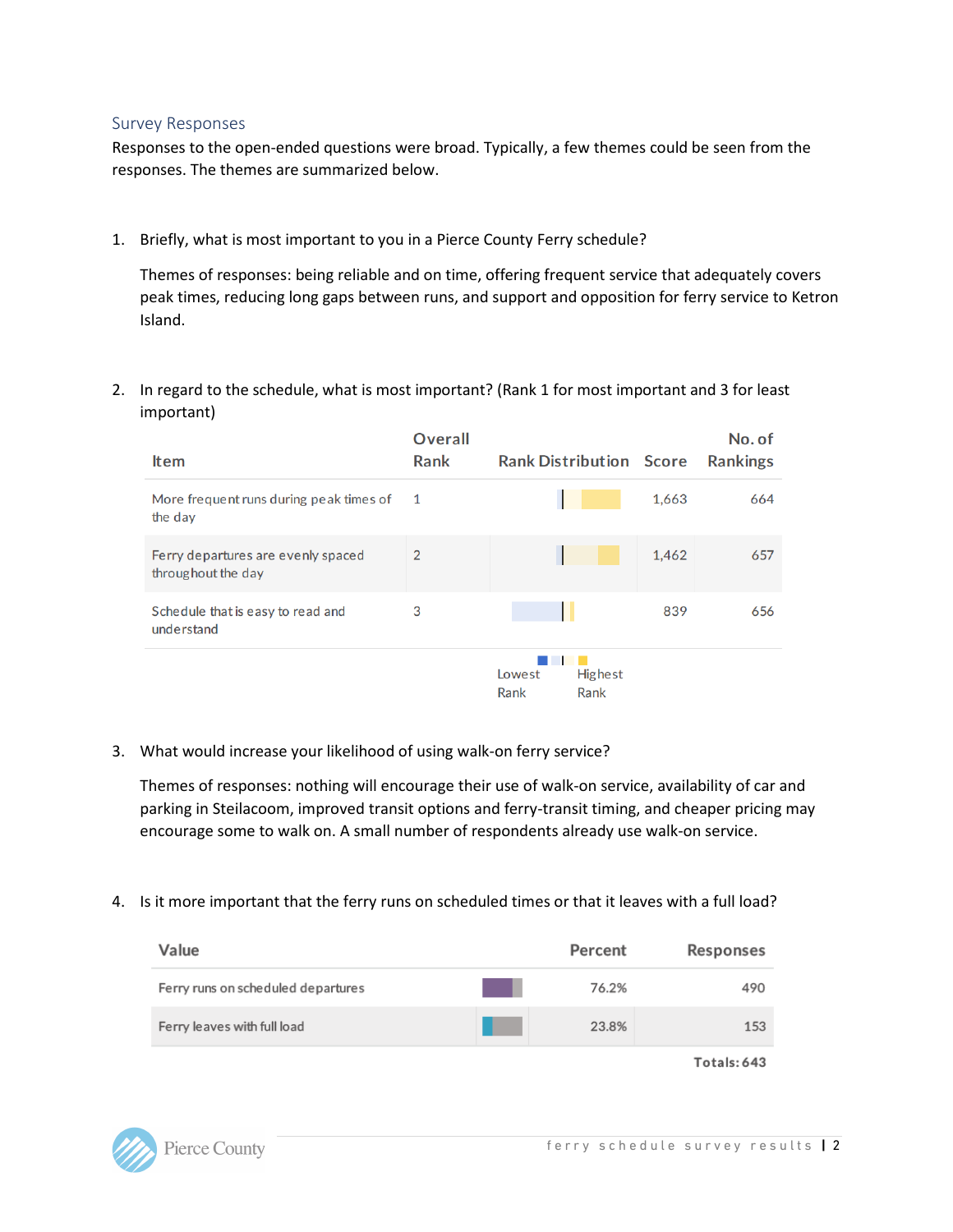## Survey Responses

Responses to the open-ended questions were broad. Typically, a few themes could be seen from the responses. The themes are summarized below.

1. Briefly, what is most important to you in a Pierce County Ferry schedule?

   Themes of responses: being reliable and on time, offering frequent service that adequately covers peak times, reducing long gaps between runs, and support and opposition for ferry service to Ketron Island.

2. In regard to the schedule, what is most important? (Rank 1 for most important and 3 for least important)

| Item | Overall Rank | Rank Distribution | Score | No. of Rankings |
|---|---|---|---|---|
| More frequent runs during peak times of the day | 1 | | 1,663 | 664 |
| Ferry departures are evenly spaced throughout the day | 2 | | 1,462 | 657 |
| Schedule that is easy to read and understand | 3 | | 839 | 656 |

Lowest Rank — Highest Rank

3. What would increase your likelihood of using walk-on ferry service?

   Themes of responses: nothing will encourage their use of walk-on service, availability of car and parking in Steilacoom, improved transit options and ferry-transit timing, and cheaper pricing may encourage some to walk on. A small number of respondents already use walk-on service.

4. Is it more important that the ferry runs on scheduled times or that it leaves with a full load?

| Value | | Percent | Responses |
|---|---|---|---|
| Ferry runs on scheduled departures | | 76.2% | 490 |
| Ferry leaves with full load | | 23.8% | 153 |
| | | | **Totals: 643** |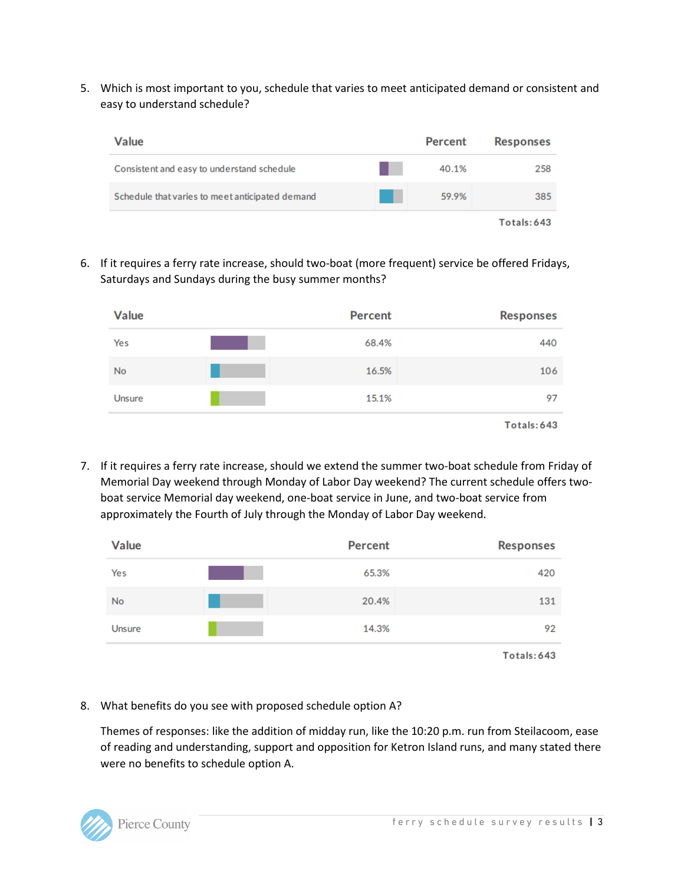5. Which is most important to you, schedule that varies to meet anticipated demand or consistent and easy to understand schedule?

| Value | Percent | Responses |
|---|---|---|
| Consistent and easy to understand schedule | 40.1% | 258 |
| Schedule that varies to meet anticipated demand | 59.9% | 385 |
| | | Totals: 643 |

6. If it requires a ferry rate increase, should two-boat (more frequent) service be offered Fridays, Saturdays and Sundays during the busy summer months?

| Value | Percent | Responses |
|---|---|---|
| Yes | 68.4% | 440 |
| No | 16.5% | 106 |
| Unsure | 15.1% | 97 |
| | | Totals: 643 |

7. If it requires a ferry rate increase, should we extend the summer two-boat schedule from Friday of Memorial Day weekend through Monday of Labor Day weekend? The current schedule offers two-boat service Memorial day weekend, one-boat service in June, and two-boat service from approximately the Fourth of July through the Monday of Labor Day weekend.

| Value | Percent | Responses |
|---|---|---|
| Yes | 65.3% | 420 |
| No | 20.4% | 131 |
| Unsure | 14.3% | 92 |
| | | Totals: 643 |

8. What benefits do you see with proposed schedule option A?

   Themes of responses: like the addition of midday run, like the 10:20 p.m. run from Steilacoom, ease of reading and understanding, support and opposition for Ketron Island runs, and many stated there were no benefits to schedule option A.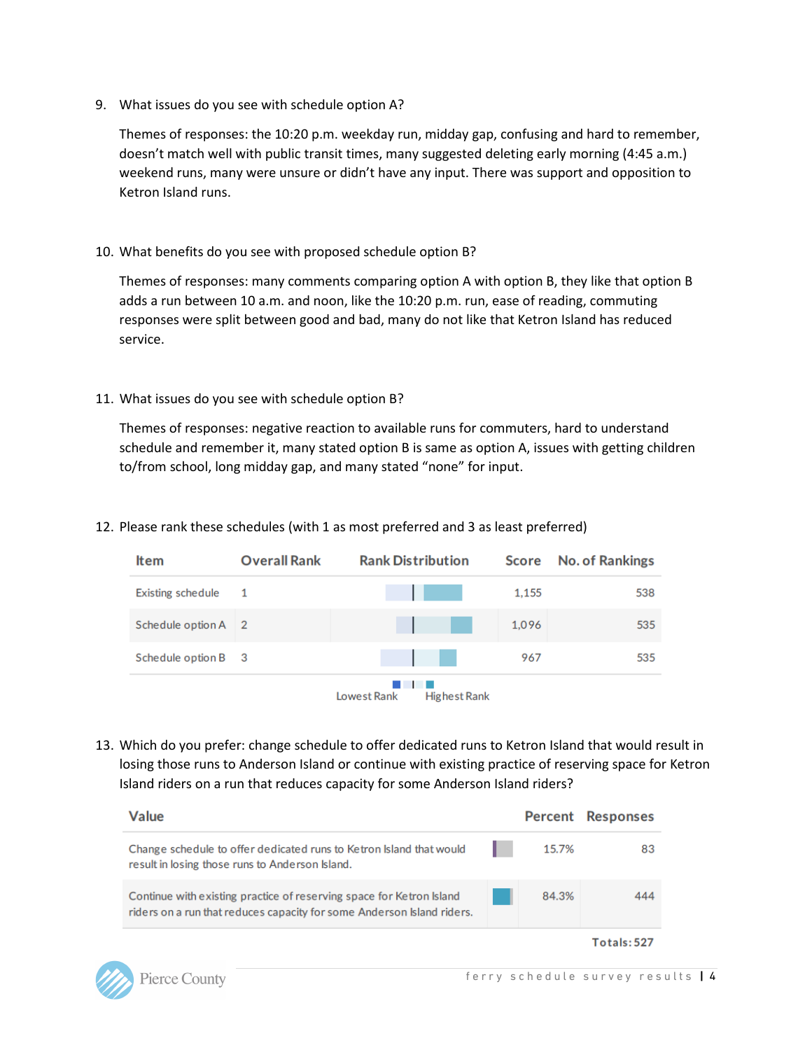9. What issues do you see with schedule option A?

   Themes of responses: the 10:20 p.m. weekday run, midday gap, confusing and hard to remember, doesn't match well with public transit times, many suggested deleting early morning (4:45 a.m.) weekend runs, many were unsure or didn't have any input. There was support and opposition to Ketron Island runs.

10. What benefits do you see with proposed schedule option B?

    Themes of responses: many comments comparing option A with option B, they like that option B adds a run between 10 a.m. and noon, like the 10:20 p.m. run, ease of reading, commuting responses were split between good and bad, many do not like that Ketron Island has reduced service.

11. What issues do you see with schedule option B?

    Themes of responses: negative reaction to available runs for commuters, hard to understand schedule and remember it, many stated option B is same as option A, issues with getting children to/from school, long midday gap, and many stated "none" for input.

12. Please rank these schedules (with 1 as most preferred and 3 as least preferred)

| Item | Overall Rank | Rank Distribution | Score | No. of Rankings |
|---|---|---|---|---|
| Existing schedule | 1 | | 1,155 | 538 |
| Schedule option A | 2 | | 1,096 | 535 |
| Schedule option B | 3 | | 967 | 535 |

Lowest Rank    Highest Rank

13. Which do you prefer: change schedule to offer dedicated runs to Ketron Island that would result in losing those runs to Anderson Island or continue with existing practice of reserving space for Ketron Island riders on a run that reduces capacity for some Anderson Island riders?

| Value | Percent | Responses |
|---|---|---|
| Change schedule to offer dedicated runs to Ketron Island that would result in losing those runs to Anderson Island. | 15.7% | 83 |
| Continue with existing practice of reserving space for Ketron Island riders on a run that reduces capacity for some Anderson Island riders. | 84.3% | 444 |
| | | Totals: 527 |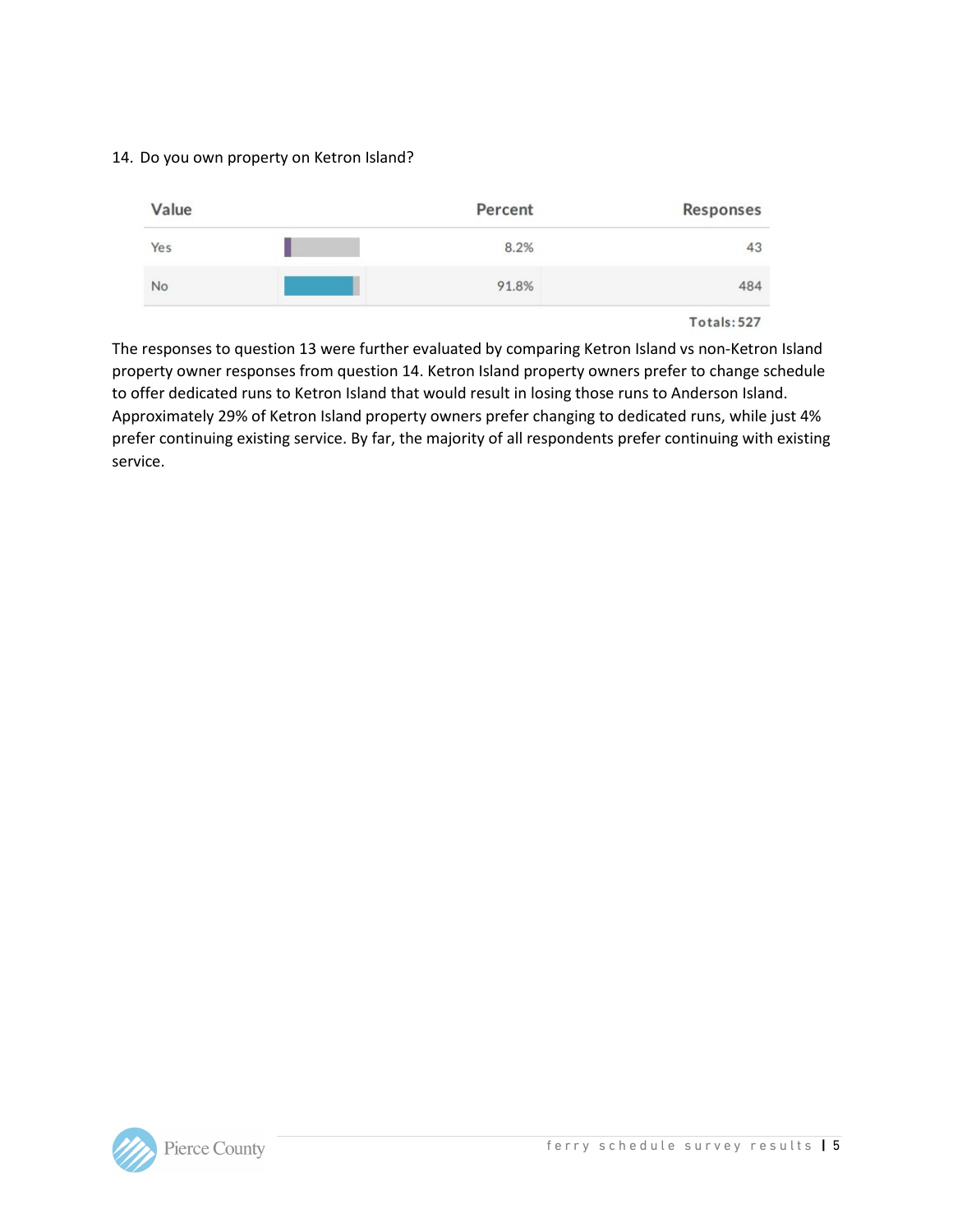14. Do you own property on Ketron Island?

| Value | Percent | Responses |
|---|---|---|
| Yes | 8.2% | 43 |
| No | 91.8% | 484 |
| | | Totals: 527 |

The responses to question 13 were further evaluated by comparing Ketron Island vs non-Ketron Island property owner responses from question 14. Ketron Island property owners prefer to change schedule to offer dedicated runs to Ketron Island that would result in losing those runs to Anderson Island. Approximately 29% of Ketron Island property owners prefer changing to dedicated runs, while just 4% prefer continuing existing service. By far, the majority of all respondents prefer continuing with existing service.